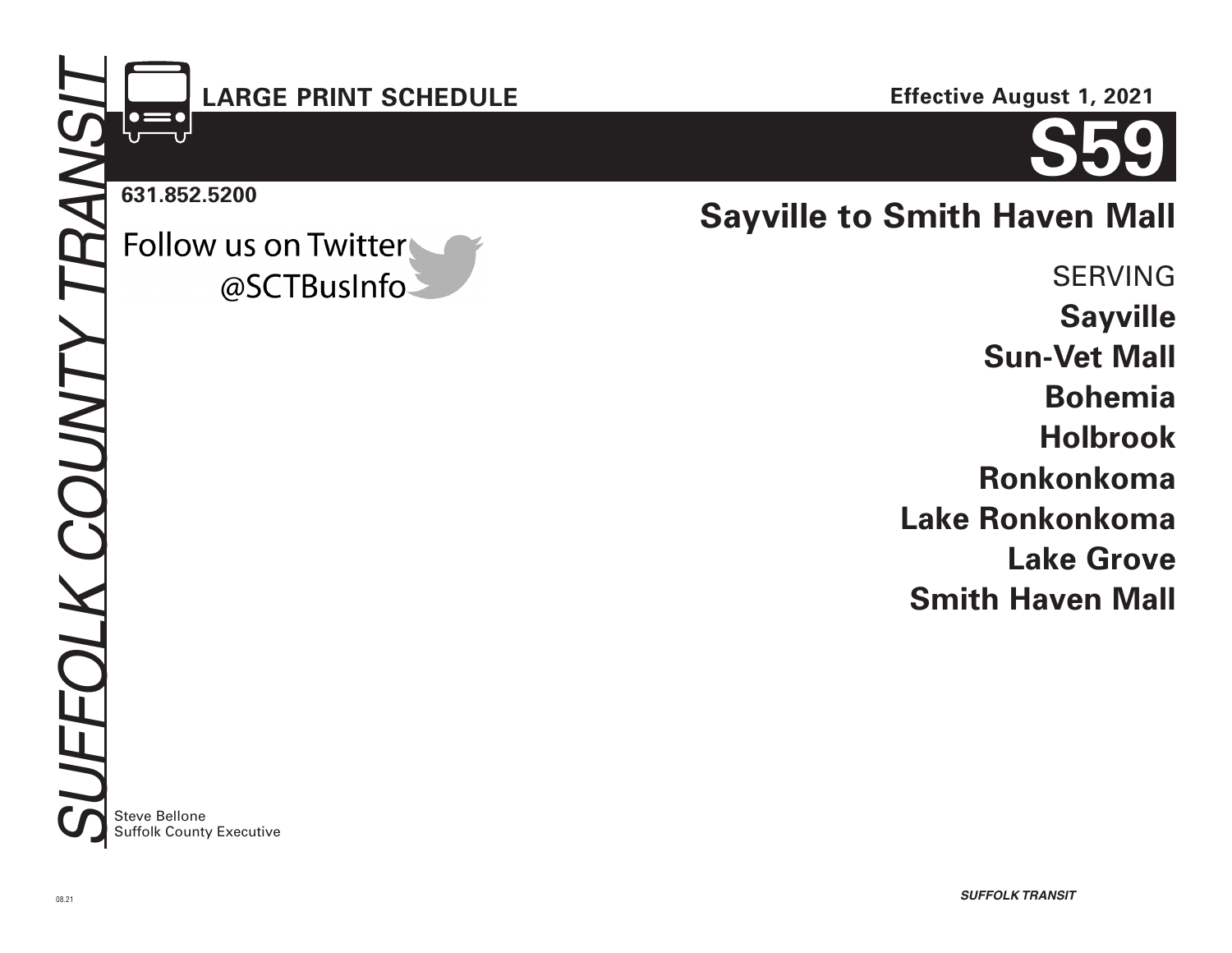SUFFOLK COUNTY TRANSIT

**LARGE PRINT SCHEDULE**

**Effective August 1, 2021**

# S59

**631.852.5200**

Follow us on Twitter
@SCTBusInfo

## Sayville to Smith Haven Mall

SERVING

**Sayville**
**Sun-Vet Mall**
**Bohemia**
**Holbrook**
**Ronkonkoma**
**Lake Ronkonkoma**
**Lake Grove**
**Smith Haven Mall**

Steve Bellone
Suffolk County Executive

08.21

***SUFFOLK TRANSIT***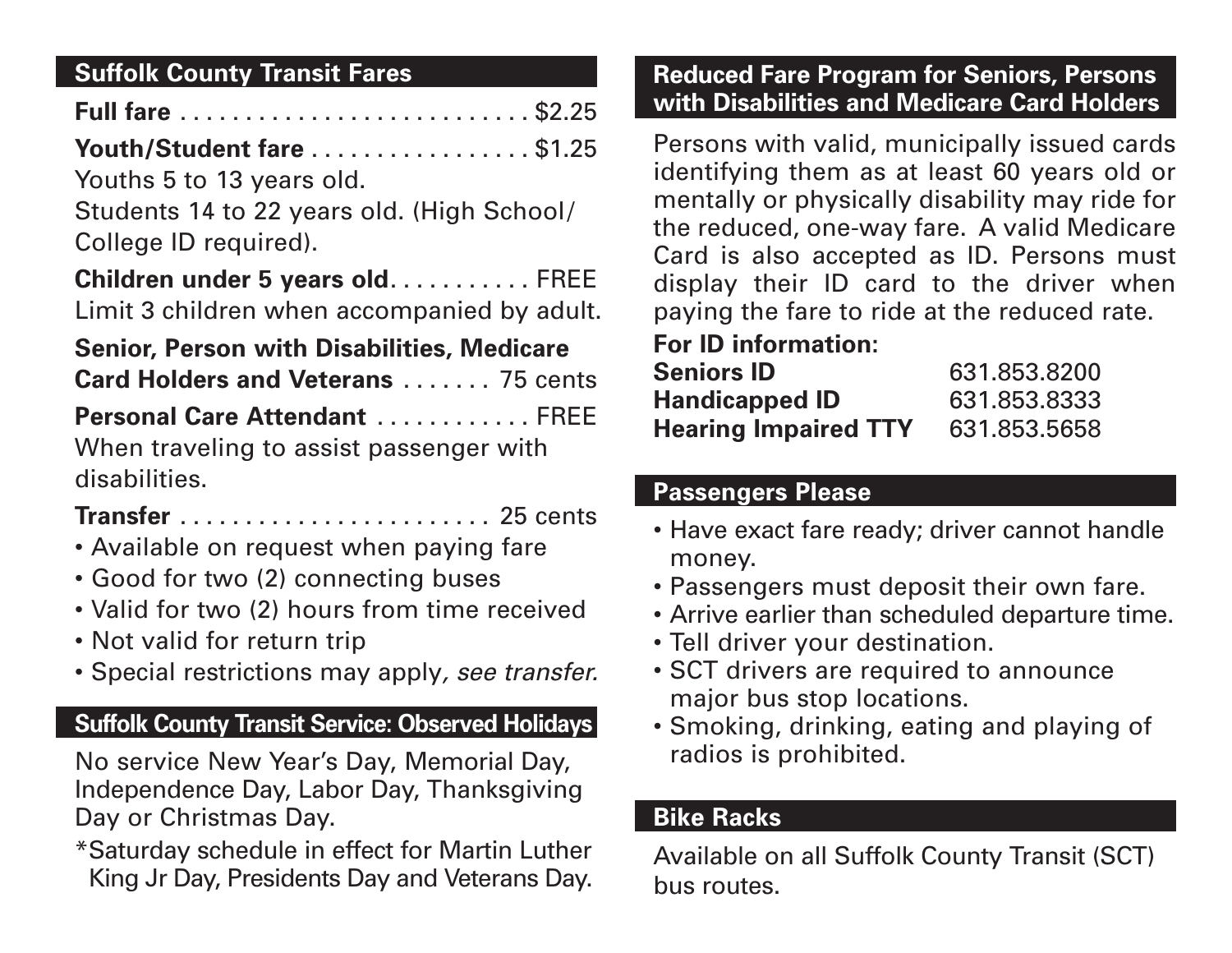## Suffolk County Transit Fares

**Full fare** . . . . . . . . . . . . . . . . . . . . . . . . . . $2.25

**Youth/Student fare** . . . . . . . . . . . . . . . . . $1.25
Youths 5 to 13 years old.
Students 14 to 22 years old. (High School/ College ID required).

**Children under 5 years old**. . . . . . . . . . . FREE
Limit 3 children when accompanied by adult.

**Senior, Person with Disabilities, Medicare Card Holders and Veterans** . . . . . . . 75 cents

**Personal Care Attendant** . . . . . . . . . . . . FREE
When traveling to assist passenger with disabilities.

**Transfer** . . . . . . . . . . . . . . . . . . . . . . . . 25 cents

- Available on request when paying fare
- Good for two (2) connecting buses
- Valid for two (2) hours from time received
- Not valid for return trip
- Special restrictions may apply, *see transfer.*

## Suffolk County Transit Service: Observed Holidays

No service New Year's Day, Memorial Day, Independence Day, Labor Day, Thanksgiving Day or Christmas Day.

*Saturday schedule in effect for Martin Luther King Jr Day, Presidents Day and Veterans Day.

## Reduced Fare Program for Seniors, Persons with Disabilities and Medicare Card Holders

Persons with valid, municipally issued cards identifying them as at least 60 years old or mentally or physically disability may ride for the reduced, one-way fare. A valid Medicare Card is also accepted as ID. Persons must display their ID card to the driver when paying the fare to ride at the reduced rate.

**For ID information:**

| | |
|---|---|
| **Seniors ID** | 631.853.8200 |
| **Handicapped ID** | 631.853.8333 |
| **Hearing Impaired TTY** | 631.853.5658 |

## Passengers Please

- Have exact fare ready; driver cannot handle money.
- Passengers must deposit their own fare.
- Arrive earlier than scheduled departure time.
- Tell driver your destination.
- SCT drivers are required to announce major bus stop locations.
- Smoking, drinking, eating and playing of radios is prohibited.

## Bike Racks

Available on all Suffolk County Transit (SCT) bus routes.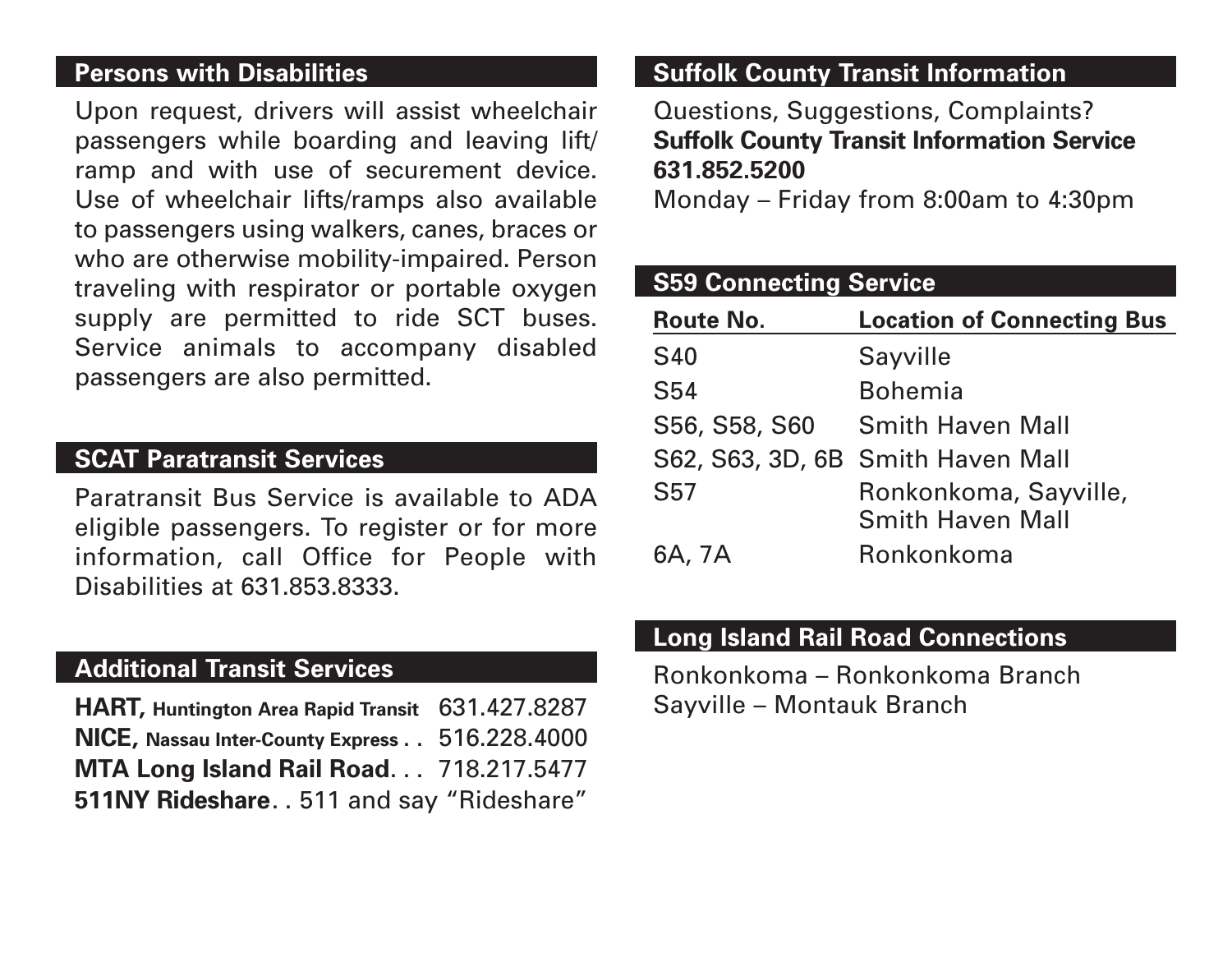## Persons with Disabilities

Upon request, drivers will assist wheelchair passengers while boarding and leaving lift/ramp and with use of securement device. Use of wheelchair lifts/ramps also available to passengers using walkers, canes, braces or who are otherwise mobility-impaired. Person traveling with respirator or portable oxygen supply are permitted to ride SCT buses. Service animals to accompany disabled passengers are also permitted.

## SCAT Paratransit Services

Paratransit Bus Service is available to ADA eligible passengers. To register or for more information, call Office for People with Disabilities at 631.853.8333.

## Additional Transit Services

**HART,** **Huntington Area Rapid Transit** 631.427.8287
**NICE,** **Nassau Inter-County Express** . . 516.228.4000
**MTA Long Island Rail Road**. . . 718.217.5477
**511NY Rideshare**. . 511 and say "Rideshare"

## Suffolk County Transit Information

Questions, Suggestions, Complaints?
**Suffolk County Transit Information Service**
**631.852.5200**
Monday – Friday from 8:00am to 4:30pm

## S59 Connecting Service

| Route No. | Location of Connecting Bus |
|---|---|
| S40 | Sayville |
| S54 | Bohemia |
| S56, S58, S60 | Smith Haven Mall |
| S62, S63, 3D, 6B | Smith Haven Mall |
| S57 | Ronkonkoma, Sayville, Smith Haven Mall |
| 6A, 7A | Ronkonkoma |

## Long Island Rail Road Connections

Ronkonkoma – Ronkonkoma Branch
Sayville – Montauk Branch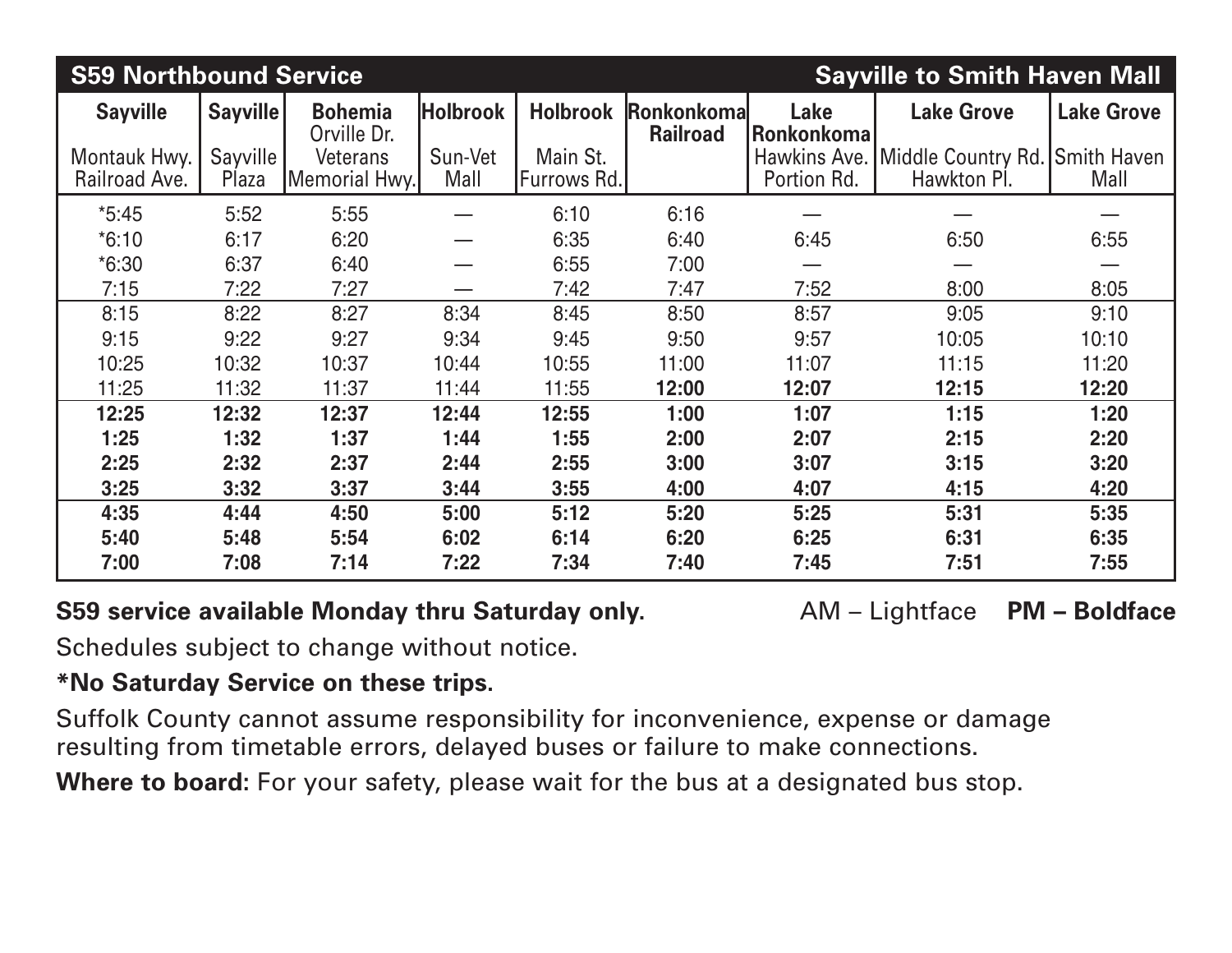| S59 Northbound Service | | | | | | | Sayville to Smith Haven Mall | |
|---|---|---|---|---|---|---|---|---|
| **Sayville** Montauk Hwy. Railroad Ave. | **Sayville** Sayville Plaza | **Bohemia** Orville Dr. Veterans Memorial Hwy. | **Holbrook** Sun-Vet Mall | **Holbrook** Main St. Furrows Rd. | **Ronkonkoma Railroad** | **Lake Ronkonkoma** Hawkins Ave. Portion Rd. | **Lake Grove** Middle Country Rd. Hawkton Pl. | **Lake Grove** Smith Haven Mall |
| *5:45 | 5:52 | 5:55 | — | 6:10 | 6:16 | — | — | — |
| *6:10 | 6:17 | 6:20 | — | 6:35 | 6:40 | 6:45 | 6:50 | 6:55 |
| *6:30 | 6:37 | 6:40 | — | 6:55 | 7:00 | — | — | — |
| 7:15 | 7:22 | 7:27 | — | 7:42 | 7:47 | 7:52 | 8:00 | 8:05 |
| 8:15 | 8:22 | 8:27 | 8:34 | 8:45 | 8:50 | 8:57 | 9:05 | 9:10 |
| 9:15 | 9:22 | 9:27 | 9:34 | 9:45 | 9:50 | 9:57 | 10:05 | 10:10 |
| 10:25 | 10:32 | 10:37 | 10:44 | 10:55 | 11:00 | 11:07 | 11:15 | 11:20 |
| 11:25 | 11:32 | 11:37 | 11:44 | 11:55 | **12:00** | **12:07** | **12:15** | **12:20** |
| **12:25** | **12:32** | **12:37** | **12:44** | **12:55** | **1:00** | **1:07** | **1:15** | **1:20** |
| **1:25** | **1:32** | **1:37** | **1:44** | **1:55** | **2:00** | **2:07** | **2:15** | **2:20** |
| **2:25** | **2:32** | **2:37** | **2:44** | **2:55** | **3:00** | **3:07** | **3:15** | **3:20** |
| **3:25** | **3:32** | **3:37** | **3:44** | **3:55** | **4:00** | **4:07** | **4:15** | **4:20** |
| **4:35** | **4:44** | **4:50** | **5:00** | **5:12** | **5:20** | **5:25** | **5:31** | **5:35** |
| **5:40** | **5:48** | **5:54** | **6:02** | **6:14** | **6:20** | **6:25** | **6:31** | **6:35** |
| **7:00** | **7:08** | **7:14** | **7:22** | **7:34** | **7:40** | **7:45** | **7:51** | **7:55** |

**S59 service available Monday thru Saturday only.** AM – Lightface **PM – Boldface**

Schedules subject to change without notice.

***No Saturday Service on these trips.**

Suffolk County cannot assume responsibility for inconvenience, expense or damage resulting from timetable errors, delayed buses or failure to make connections.

**Where to board:** For your safety, please wait for the bus at a designated bus stop.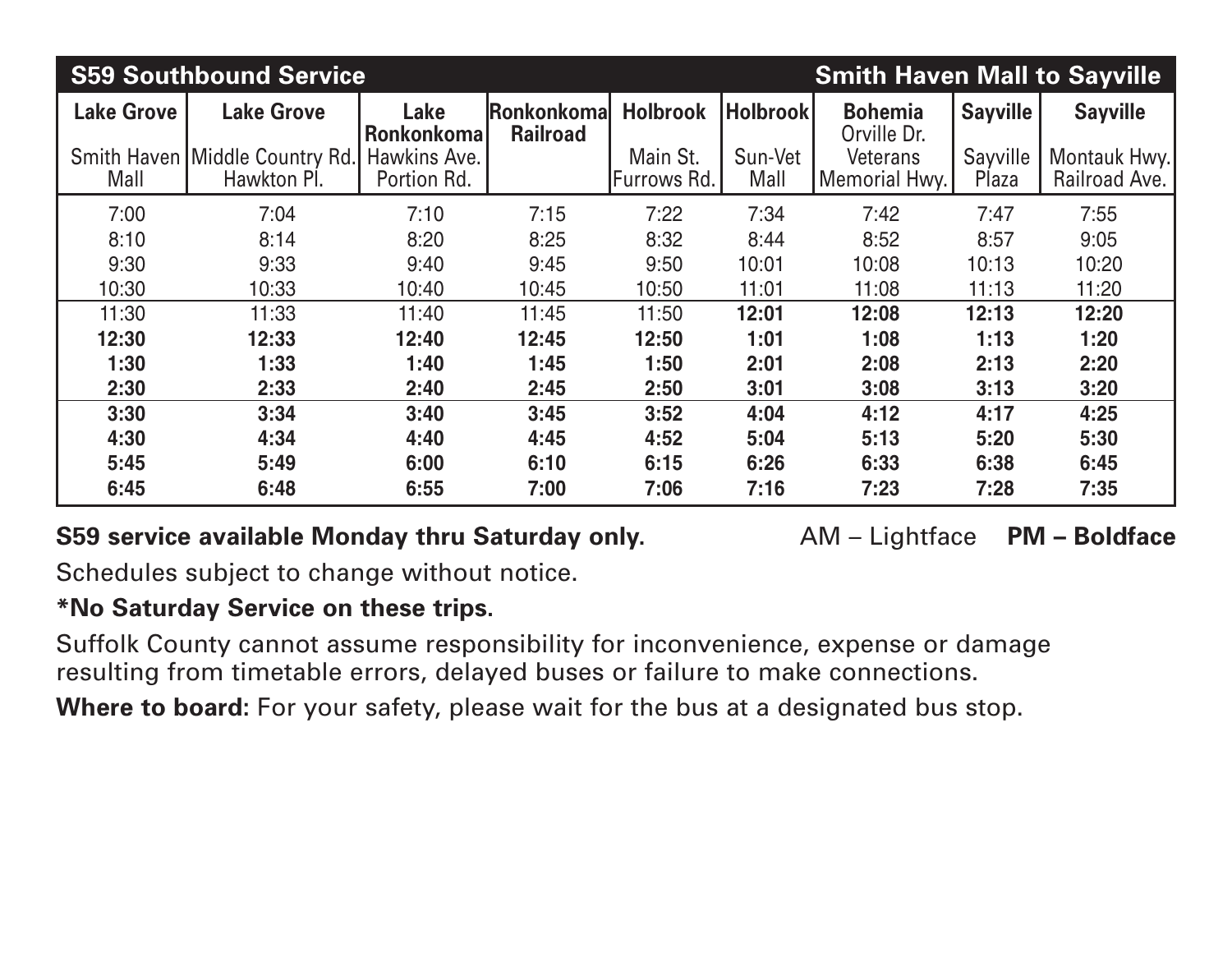| S59 Southbound Service | | | | | | | | Smith Haven Mall to Sayville |
|---|---|---|---|---|---|---|---|---|
| **Lake Grove** Smith Haven Mall | **Lake Grove** Middle Country Rd. Hawkton Pl. | **Lake Ronkonkoma** Hawkins Ave. Portion Rd. | **Ronkonkoma Railroad** | **Holbrook** Main St. Furrows Rd. | **Holbrook** Sun-Vet Mall | **Bohemia** Orville Dr. Veterans Memorial Hwy. | **Sayville** Sayville Plaza | **Sayville** Montauk Hwy. Railroad Ave. |
| 7:00 | 7:04 | 7:10 | 7:15 | 7:22 | 7:34 | 7:42 | 7:47 | 7:55 |
| 8:10 | 8:14 | 8:20 | 8:25 | 8:32 | 8:44 | 8:52 | 8:57 | 9:05 |
| 9:30 | 9:33 | 9:40 | 9:45 | 9:50 | 10:01 | 10:08 | 10:13 | 10:20 |
| 10:30 | 10:33 | 10:40 | 10:45 | 10:50 | 11:01 | 11:08 | 11:13 | 11:20 |
| 11:30 | 11:33 | 11:40 | 11:45 | 11:50 | **12:01** | **12:08** | **12:13** | **12:20** |
| **12:30** | **12:33** | **12:40** | **12:45** | **12:50** | **1:01** | **1:08** | **1:13** | **1:20** |
| **1:30** | **1:33** | **1:40** | **1:45** | **1:50** | **2:01** | **2:08** | **2:13** | **2:20** |
| **2:30** | **2:33** | **2:40** | **2:45** | **2:50** | **3:01** | **3:08** | **3:13** | **3:20** |
| **3:30** | **3:34** | **3:40** | **3:45** | **3:52** | **4:04** | **4:12** | **4:17** | **4:25** |
| **4:30** | **4:34** | **4:40** | **4:45** | **4:52** | **5:04** | **5:13** | **5:20** | **5:30** |
| **5:45** | **5:49** | **6:00** | **6:10** | **6:15** | **6:26** | **6:33** | **6:38** | **6:45** |
| **6:45** | **6:48** | **6:55** | **7:00** | **7:06** | **7:16** | **7:23** | **7:28** | **7:35** |

**S59 service available Monday thru Saturday only.** AM – Lightface **PM – Boldface**

Schedules subject to change without notice.

**\*No Saturday Service on these trips.**

Suffolk County cannot assume responsibility for inconvenience, expense or damage resulting from timetable errors, delayed buses or failure to make connections.

**Where to board:** For your safety, please wait for the bus at a designated bus stop.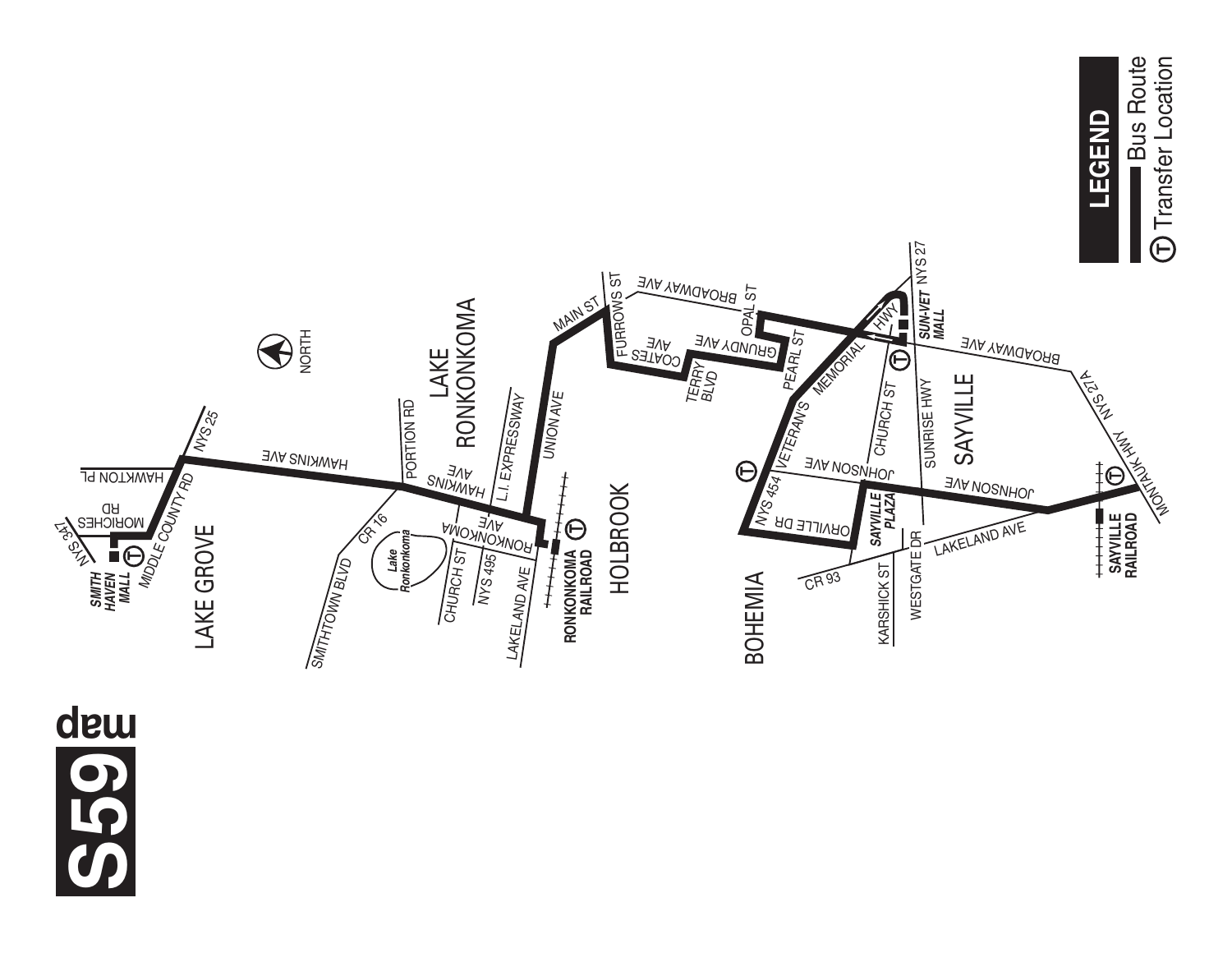# S59 map

NORTH

LEGEND

Bus Route

Transfer Location

SMITH HAVEN MALL

NYS 347

MORICHES RD

HAWKTON PL

MIDDLE COUNTY RD

NYS 25

LAKE GROVE

HAWKINS AVE

PORTION RD

CR 16

SMITHTOWN BLVD

Lake Ronkonkoma

LAKE RONKONKOMA

HAWKINS AVE

RONKONKOMA AVE

CHURCH ST

NYS 495

L.I. EXPRESSWAY

LAKELAND AVE

UNION AVE

RONKONKOMA RAILROAD

HOLBROOK

MAIN ST

FURROWS ST

BROADWAY AVE

COATES AVE

TERRY BLVD

GRUNDY AVE

OPAL ST

PEARL ST

VETERAN'S MEMORIAL HWY

NYS 454

BOHEMIA

ORVILLE DR

JOHNSON AVE

CR 93

SAYVILLE PLAZA

KARSHICK ST

CHURCH ST

WESTGATE DR

LAKELAND AVE

SUNRISE HWY

NYS 27

SUN-VET MALL

BROADWAY AVE

SAYVILLE

JOHNSON AVE

NYS 27A

MONTAUK HWY

SAYVILLE RAILROAD